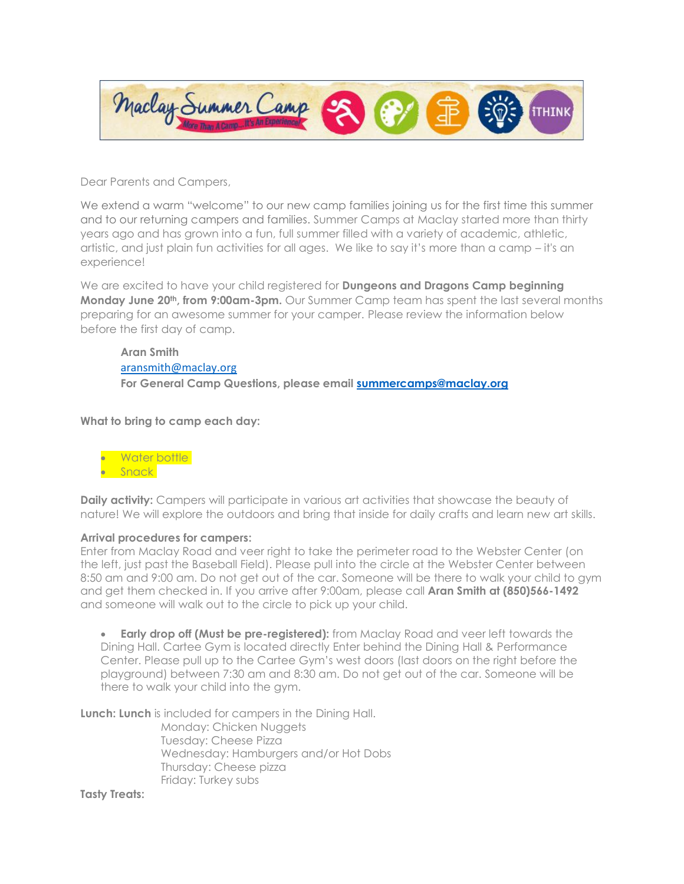Maclay Summer Camp — More Than A Camp...It's An Experience! — iTHINK

Dear Parents and Campers,

We extend a warm "welcome" to our new camp families joining us for the first time this summer and to our returning campers and families. Summer Camps at Maclay started more than thirty years ago and has grown into a fun, full summer filled with a variety of academic, athletic, artistic, and just plain fun activities for all ages. We like to say it's more than a camp – it's an experience!

We are excited to have your child registered for **Dungeons and Dragons Camp beginning Monday June 20th, from 9:00am-3pm.** Our Summer Camp team has spent the last several months preparing for an awesome summer for your camper. Please review the information below before the first day of camp.

> **Aran Smith**
> aransmith@maclay.org
> **For General Camp Questions, please email summercamps@maclay.org**

**What to bring to camp each day:**

- Water bottle
- Snack

**Daily activity:** Campers will participate in various art activities that showcase the beauty of nature! We will explore the outdoors and bring that inside for daily crafts and learn new art skills.

**Arrival procedures for campers:**
Enter from Maclay Road and veer right to take the perimeter road to the Webster Center (on the left, just past the Baseball Field). Please pull into the circle at the Webster Center between 8:50 am and 9:00 am. Do not get out of the car. Someone will be there to walk your child to gym and get them checked in. If you arrive after 9:00am, please call **Aran Smith at (850)566-1492** and someone will walk out to the circle to pick up your child.

- **Early drop off (Must be pre-registered):** from Maclay Road and veer left towards the Dining Hall. Cartee Gym is located directly Enter behind the Dining Hall & Performance Center. Please pull up to the Cartee Gym's west doors (last doors on the right before the playground) between 7:30 am and 8:30 am. Do not get out of the car. Someone will be there to walk your child into the gym.

**Lunch: Lunch** is included for campers in the Dining Hall.

Monday: Chicken Nuggets
Tuesday: Cheese Pizza
Wednesday: Hamburgers and/or Hot Dobs
Thursday: Cheese pizza
Friday: Turkey subs

**Tasty Treats:**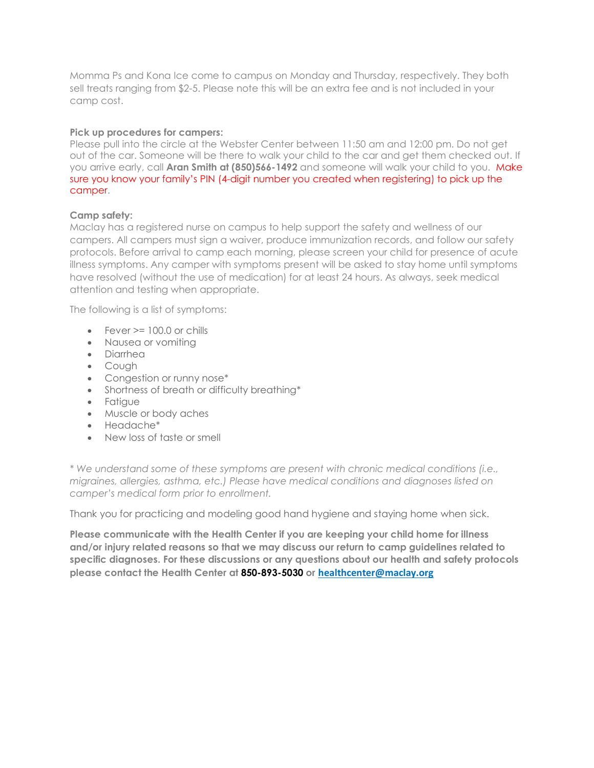Momma Ps and Kona Ice come to campus on Monday and Thursday, respectively. They both sell treats ranging from $2-5. Please note this will be an extra fee and is not included in your camp cost.

**Pick up procedures for campers:**
Please pull into the circle at the Webster Center between 11:50 am and 12:00 pm. Do not get out of the car. Someone will be there to walk your child to the car and get them checked out. If you arrive early, call **Aran Smith at (850)566-1492** and someone will walk your child to you. Make sure you know your family's PIN (4-digit number you created when registering) to pick up the camper.

**Camp safety:**
Maclay has a registered nurse on campus to help support the safety and wellness of our campers. All campers must sign a waiver, produce immunization records, and follow our safety protocols. Before arrival to camp each morning, please screen your child for presence of acute illness symptoms. Any camper with symptoms present will be asked to stay home until symptoms have resolved (without the use of medication) for at least 24 hours. As always, seek medical attention and testing when appropriate.

The following is a list of symptoms:

- Fever >= 100.0 or chills
- Nausea or vomiting
- Diarrhea
- Cough
- Congestion or runny nose*
- Shortness of breath or difficulty breathing*
- Fatigue
- Muscle or body aches
- Headache*
- New loss of taste or smell

*\* We understand some of these symptoms are present with chronic medical conditions (i.e., migraines, allergies, asthma, etc.) Please have medical conditions and diagnoses listed on camper's medical form prior to enrollment.*

Thank you for practicing and modeling good hand hygiene and staying home when sick.

**Please communicate with the Health Center if you are keeping your child home for illness and/or injury related reasons so that we may discuss our return to camp guidelines related to specific diagnoses. For these discussions or any questions about our health and safety protocols please contact the Health Center at 850-893-5030 or healthcenter@maclay.org**